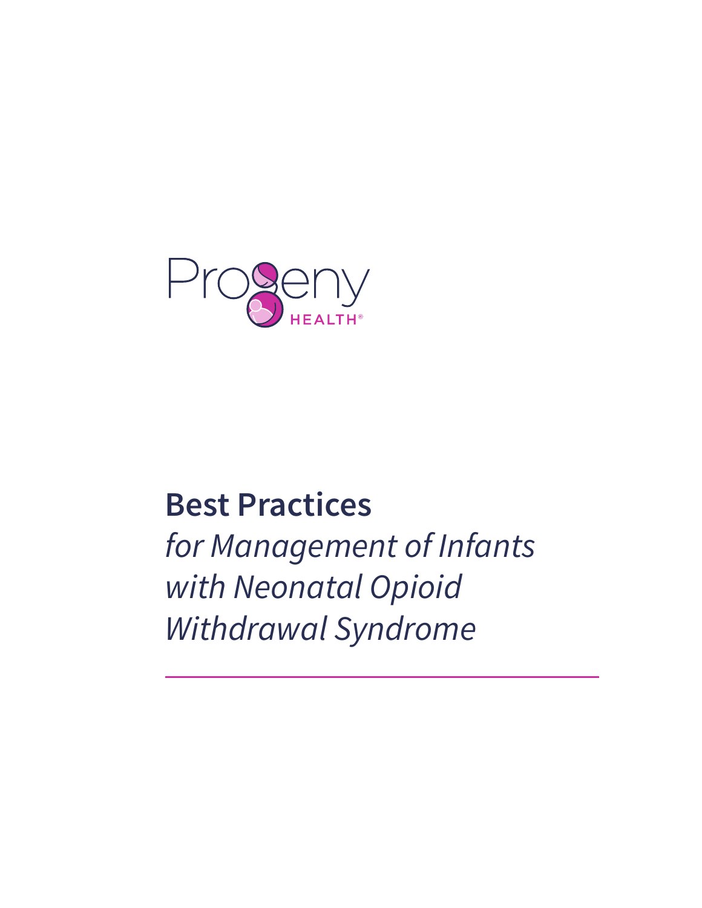Progeny HEALTH®

# Best Practices

*for Management of Infants with Neonatal Opioid Withdrawal Syndrome*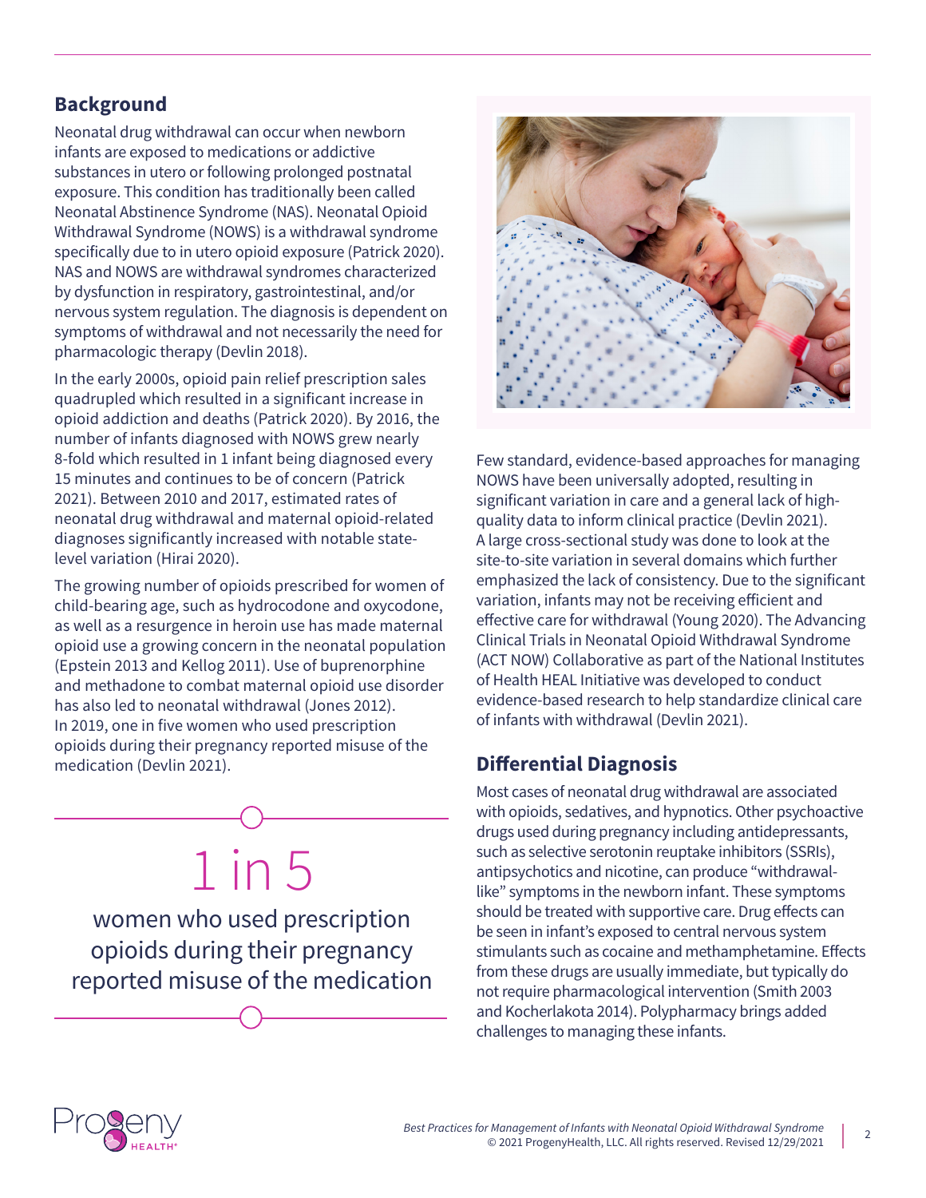## Background

Neonatal drug withdrawal can occur when newborn infants are exposed to medications or addictive substances in utero or following prolonged postnatal exposure. This condition has traditionally been called Neonatal Abstinence Syndrome (NAS). Neonatal Opioid Withdrawal Syndrome (NOWS) is a withdrawal syndrome specifically due to in utero opioid exposure (Patrick 2020). NAS and NOWS are withdrawal syndromes characterized by dysfunction in respiratory, gastrointestinal, and/or nervous system regulation. The diagnosis is dependent on symptoms of withdrawal and not necessarily the need for pharmacologic therapy (Devlin 2018).

In the early 2000s, opioid pain relief prescription sales quadrupled which resulted in a significant increase in opioid addiction and deaths (Patrick 2020). By 2016, the number of infants diagnosed with NOWS grew nearly 8-fold which resulted in 1 infant being diagnosed every 15 minutes and continues to be of concern (Patrick 2021). Between 2010 and 2017, estimated rates of neonatal drug withdrawal and maternal opioid-related diagnoses significantly increased with notable state-level variation (Hirai 2020).

The growing number of opioids prescribed for women of child-bearing age, such as hydrocodone and oxycodone, as well as a resurgence in heroin use has made maternal opioid use a growing concern in the neonatal population (Epstein 2013 and Kellog 2011). Use of buprenorphine and methadone to combat maternal opioid use disorder has also led to neonatal withdrawal (Jones 2012). In 2019, one in five women who used prescription opioids during their pregnancy reported misuse of the medication (Devlin 2021).

**1 in 5**

women who used prescription opioids during their pregnancy reported misuse of the medication

Few standard, evidence-based approaches for managing NOWS have been universally adopted, resulting in significant variation in care and a general lack of high-quality data to inform clinical practice (Devlin 2021). A large cross-sectional study was done to look at the site-to-site variation in several domains which further emphasized the lack of consistency. Due to the significant variation, infants may not be receiving efficient and effective care for withdrawal (Young 2020). The Advancing Clinical Trials in Neonatal Opioid Withdrawal Syndrome (ACT NOW) Collaborative as part of the National Institutes of Health HEAL Initiative was developed to conduct evidence-based research to help standardize clinical care of infants with withdrawal (Devlin 2021).

## Differential Diagnosis

Most cases of neonatal drug withdrawal are associated with opioids, sedatives, and hypnotics. Other psychoactive drugs used during pregnancy including antidepressants, such as selective serotonin reuptake inhibitors (SSRIs), antipsychotics and nicotine, can produce "withdrawal-like" symptoms in the newborn infant. These symptoms should be treated with supportive care. Drug effects can be seen in infant's exposed to central nervous system stimulants such as cocaine and methamphetamine. Effects from these drugs are usually immediate, but typically do not require pharmacological intervention (Smith 2003 and Kocherlakota 2014). Polypharmacy brings added challenges to managing these infants.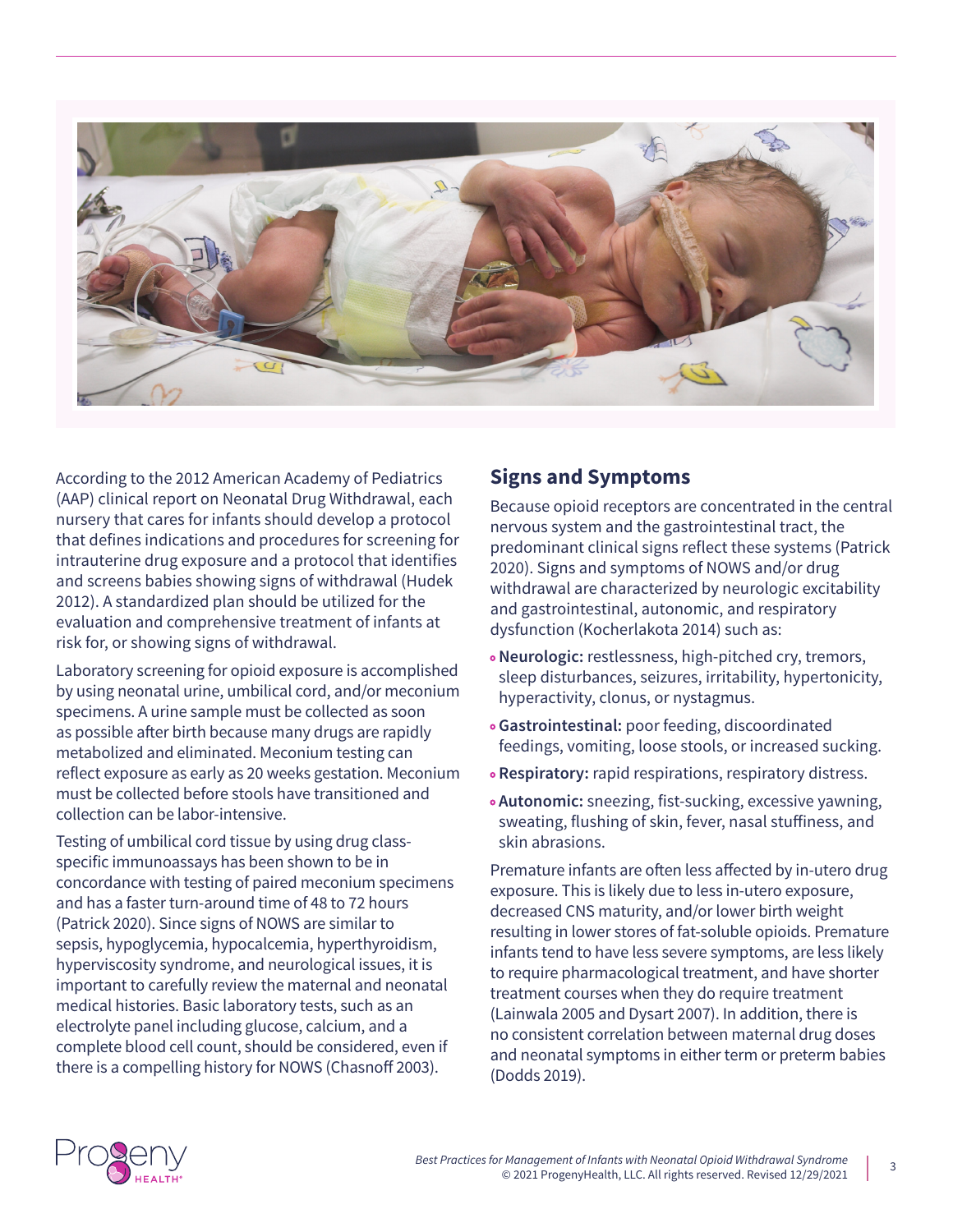According to the 2012 American Academy of Pediatrics (AAP) clinical report on Neonatal Drug Withdrawal, each nursery that cares for infants should develop a protocol that defines indications and procedures for screening for intrauterine drug exposure and a protocol that identifies and screens babies showing signs of withdrawal (Hudek 2012). A standardized plan should be utilized for the evaluation and comprehensive treatment of infants at risk for, or showing signs of withdrawal.

Laboratory screening for opioid exposure is accomplished by using neonatal urine, umbilical cord, and/or meconium specimens. A urine sample must be collected as soon as possible after birth because many drugs are rapidly metabolized and eliminated. Meconium testing can reflect exposure as early as 20 weeks gestation. Meconium must be collected before stools have transitioned and collection can be labor-intensive.

Testing of umbilical cord tissue by using drug class-specific immunoassays has been shown to be in concordance with testing of paired meconium specimens and has a faster turn-around time of 48 to 72 hours (Patrick 2020). Since signs of NOWS are similar to sepsis, hypoglycemia, hypocalcemia, hyperthyroidism, hyperviscosity syndrome, and neurological issues, it is important to carefully review the maternal and neonatal medical histories. Basic laboratory tests, such as an electrolyte panel including glucose, calcium, and a complete blood cell count, should be considered, even if there is a compelling history for NOWS (Chasnoff 2003).

## Signs and Symptoms

Because opioid receptors are concentrated in the central nervous system and the gastrointestinal tract, the predominant clinical signs reflect these systems (Patrick 2020). Signs and symptoms of NOWS and/or drug withdrawal are characterized by neurologic excitability and gastrointestinal, autonomic, and respiratory dysfunction (Kocherlakota 2014) such as:

- **Neurologic:** restlessness, high-pitched cry, tremors, sleep disturbances, seizures, irritability, hypertonicity, hyperactivity, clonus, or nystagmus.
- **Gastrointestinal:** poor feeding, discoordinated feedings, vomiting, loose stools, or increased sucking.
- **Respiratory:** rapid respirations, respiratory distress.
- **Autonomic:** sneezing, fist-sucking, excessive yawning, sweating, flushing of skin, fever, nasal stuffiness, and skin abrasions.

Premature infants are often less affected by in-utero drug exposure. This is likely due to less in-utero exposure, decreased CNS maturity, and/or lower birth weight resulting in lower stores of fat-soluble opioids. Premature infants tend to have less severe symptoms, are less likely to require pharmacological treatment, and have shorter treatment courses when they do require treatment (Lainwala 2005 and Dysart 2007). In addition, there is no consistent correlation between maternal drug doses and neonatal symptoms in either term or preterm babies (Dodds 2019).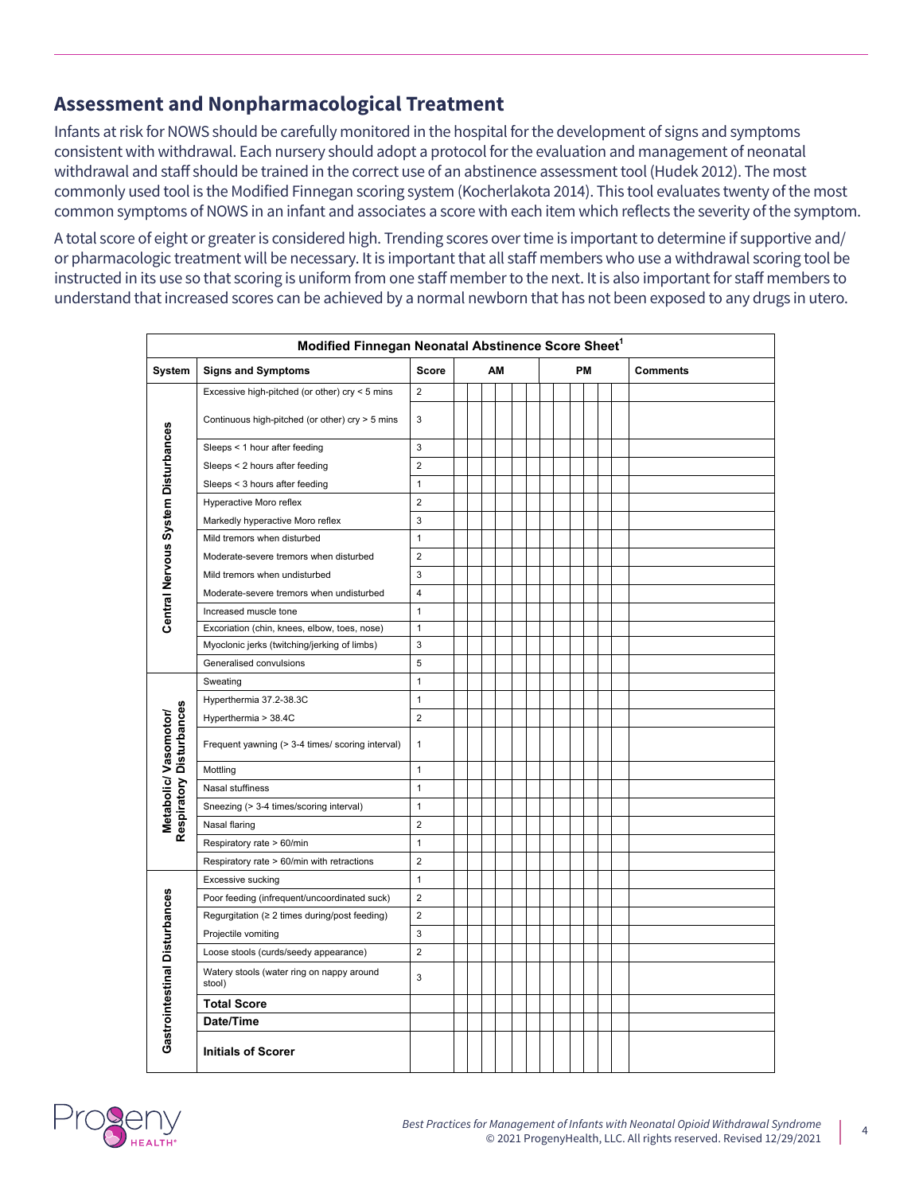## Assessment and Nonpharmacological Treatment

Infants at risk for NOWS should be carefully monitored in the hospital for the development of signs and symptoms consistent with withdrawal. Each nursery should adopt a protocol for the evaluation and management of neonatal withdrawal and staff should be trained in the correct use of an abstinence assessment tool (Hudek 2012). The most commonly used tool is the Modified Finnegan scoring system (Kocherlakota 2014). This tool evaluates twenty of the most common symptoms of NOWS in an infant and associates a score with each item which reflects the severity of the symptom.

A total score of eight or greater is considered high. Trending scores over time is important to determine if supportive and/or pharmacologic treatment will be necessary. It is important that all staff members who use a withdrawal scoring tool be instructed in its use so that scoring is uniform from one staff member to the next. It is also important for staff members to understand that increased scores can be achieved by a normal newborn that has not been exposed to any drugs in utero.

**Modified Finnegan Neonatal Abstinence Score Sheet[1]**

| System | Signs and Symptoms | Score | AM | | | | | | PM | | | | | | Comments |
|---|---|---|---|---|---|---|---|---|---|---|---|---|---|---|---|
| Central Nervous System Disturbances | Excessive high-pitched (or other) cry < 5 mins | 2 | | | | | | | | | | | | | |
| | Continuous high-pitched (or other) cry > 5 mins | 3 | | | | | | | | | | | | | |
| | Sleeps < 1 hour after feeding | 3 | | | | | | | | | | | | | |
| | Sleeps < 2 hours after feeding | 2 | | | | | | | | | | | | | |
| | Sleeps < 3 hours after feeding | 1 | | | | | | | | | | | | | |
| | Hyperactive Moro reflex | 2 | | | | | | | | | | | | | |
| | Markedly hyperactive Moro reflex | 3 | | | | | | | | | | | | | |
| | Mild tremors when disturbed | 1 | | | | | | | | | | | | | |
| | Moderate-severe tremors when disturbed | 2 | | | | | | | | | | | | | |
| | Mild tremors when undisturbed | 3 | | | | | | | | | | | | | |
| | Moderate-severe tremors when undisturbed | 4 | | | | | | | | | | | | | |
| | Increased muscle tone | 1 | | | | | | | | | | | | | |
| | Excoriation (chin, knees, elbow, toes, nose) | 1 | | | | | | | | | | | | | |
| | Myoclonic jerks (twitching/jerking of limbs) | 3 | | | | | | | | | | | | | |
| | Generalised convulsions | 5 | | | | | | | | | | | | | |
| Metabolic/ Vasomotor/ Respiratory Disturbances | Sweating | 1 | | | | | | | | | | | | | |
| | Hyperthermia 37.2-38.3C | 1 | | | | | | | | | | | | | |
| | Hyperthermia > 38.4C | 2 | | | | | | | | | | | | | |
| | Frequent yawning (> 3-4 times/ scoring interval) | 1 | | | | | | | | | | | | | |
| | Mottling | 1 | | | | | | | | | | | | | |
| | Nasal stuffiness | 1 | | | | | | | | | | | | | |
| | Sneezing (> 3-4 times/scoring interval) | 1 | | | | | | | | | | | | | |
| | Nasal flaring | 2 | | | | | | | | | | | | | |
| | Respiratory rate > 60/min | 1 | | | | | | | | | | | | | |
| | Respiratory rate > 60/min with retractions | 2 | | | | | | | | | | | | | |
| Gastrointestinal Disturbances | Excessive sucking | 1 | | | | | | | | | | | | | |
| | Poor feeding (infrequent/uncoordinated suck) | 2 | | | | | | | | | | | | | |
| | Regurgitation (≥ 2 times during/post feeding) | 2 | | | | | | | | | | | | | |
| | Projectile vomiting | 3 | | | | | | | | | | | | | |
| | Loose stools (curds/seedy appearance) | 2 | | | | | | | | | | | | | |
| | Watery stools (water ring on nappy around stool) | 3 | | | | | | | | | | | | | |
| | **Total Score** | | | | | | | | | | | | | | |
| | **Date/Time** | | | | | | | | | | | | | | |
| | **Initials of Scorer** | | | | | | | | | | | | | | |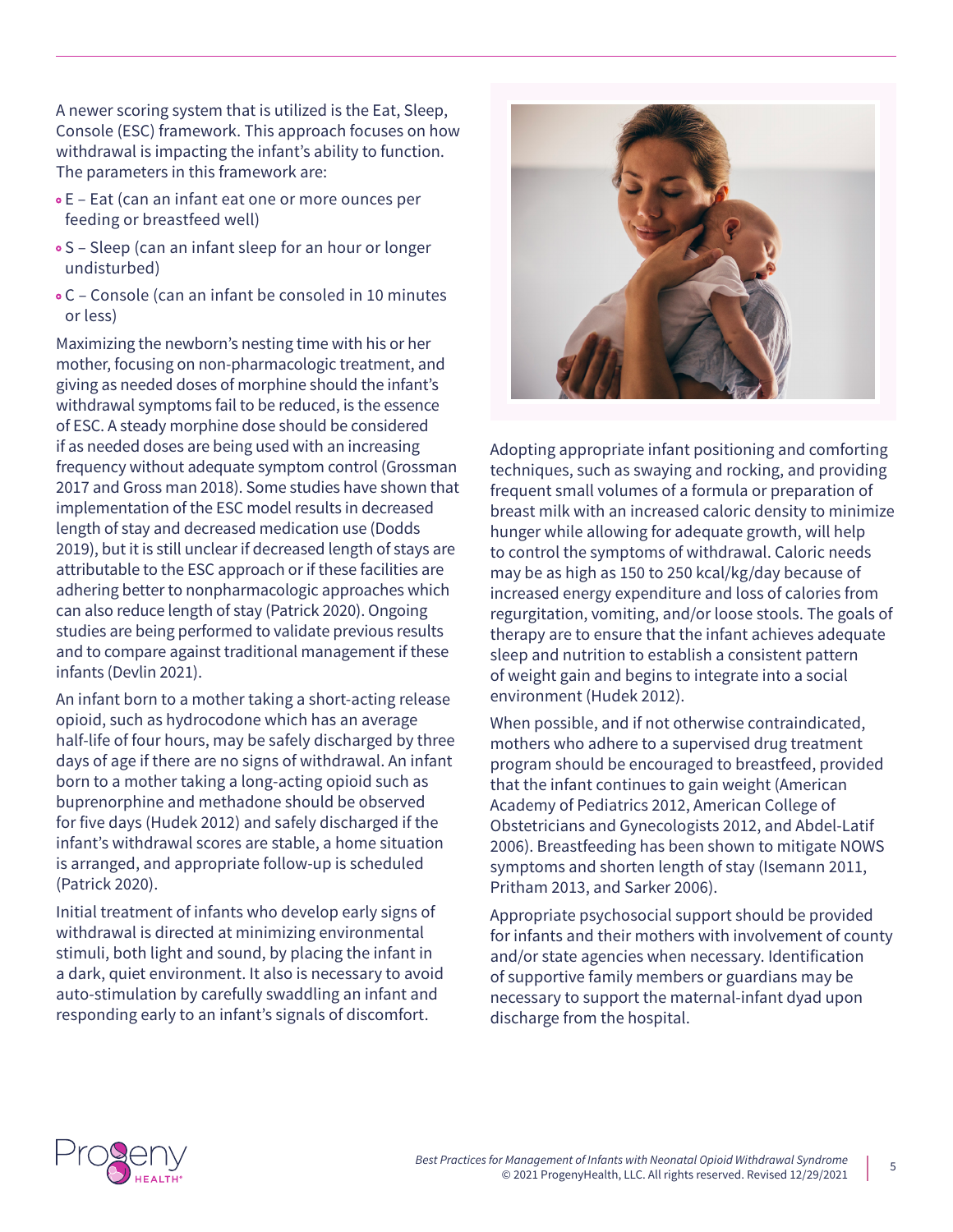A newer scoring system that is utilized is the Eat, Sleep, Console (ESC) framework. This approach focuses on how withdrawal is impacting the infant's ability to function. The parameters in this framework are:

- E – Eat (can an infant eat one or more ounces per feeding or breastfeed well)
- S – Sleep (can an infant sleep for an hour or longer undisturbed)
- C – Console (can an infant be consoled in 10 minutes or less)

Maximizing the newborn's nesting time with his or her mother, focusing on non-pharmacologic treatment, and giving as needed doses of morphine should the infant's withdrawal symptoms fail to be reduced, is the essence of ESC. A steady morphine dose should be considered if as needed doses are being used with an increasing frequency without adequate symptom control (Grossman 2017 and Gross man 2018). Some studies have shown that implementation of the ESC model results in decreased length of stay and decreased medication use (Dodds 2019), but it is still unclear if decreased length of stays are attributable to the ESC approach or if these facilities are adhering better to nonpharmacologic approaches which can also reduce length of stay (Patrick 2020). Ongoing studies are being performed to validate previous results and to compare against traditional management if these infants (Devlin 2021).

An infant born to a mother taking a short-acting release opioid, such as hydrocodone which has an average half-life of four hours, may be safely discharged by three days of age if there are no signs of withdrawal. An infant born to a mother taking a long-acting opioid such as buprenorphine and methadone should be observed for five days (Hudek 2012) and safely discharged if the infant's withdrawal scores are stable, a home situation is arranged, and appropriate follow-up is scheduled (Patrick 2020).

Initial treatment of infants who develop early signs of withdrawal is directed at minimizing environmental stimuli, both light and sound, by placing the infant in a dark, quiet environment. It also is necessary to avoid auto-stimulation by carefully swaddling an infant and responding early to an infant's signals of discomfort.

Adopting appropriate infant positioning and comforting techniques, such as swaying and rocking, and providing frequent small volumes of a formula or preparation of breast milk with an increased caloric density to minimize hunger while allowing for adequate growth, will help to control the symptoms of withdrawal. Caloric needs may be as high as 150 to 250 kcal/kg/day because of increased energy expenditure and loss of calories from regurgitation, vomiting, and/or loose stools. The goals of therapy are to ensure that the infant achieves adequate sleep and nutrition to establish a consistent pattern of weight gain and begins to integrate into a social environment (Hudek 2012).

When possible, and if not otherwise contraindicated, mothers who adhere to a supervised drug treatment program should be encouraged to breastfeed, provided that the infant continues to gain weight (American Academy of Pediatrics 2012, American College of Obstetricians and Gynecologists 2012, and Abdel-Latif 2006). Breastfeeding has been shown to mitigate NOWS symptoms and shorten length of stay (Isemann 2011, Pritham 2013, and Sarker 2006).

Appropriate psychosocial support should be provided for infants and their mothers with involvement of county and/or state agencies when necessary. Identification of supportive family members or guardians may be necessary to support the maternal-infant dyad upon discharge from the hospital.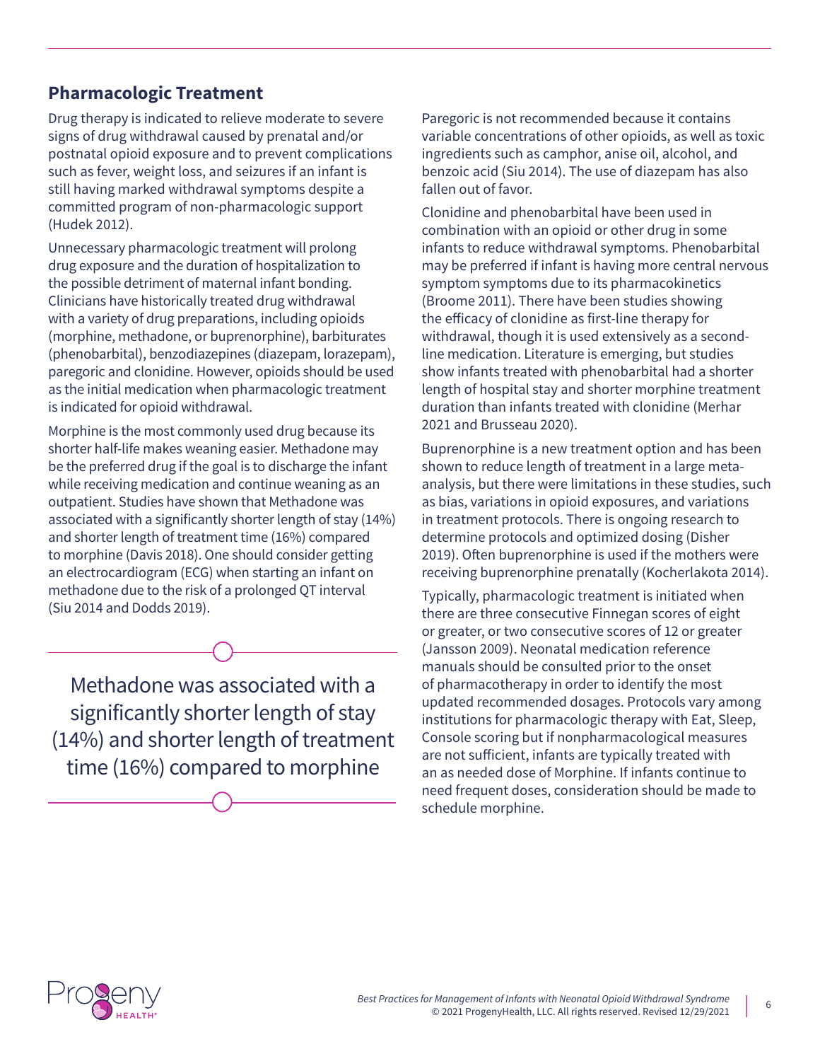## Pharmacologic Treatment

Drug therapy is indicated to relieve moderate to severe signs of drug withdrawal caused by prenatal and/or postnatal opioid exposure and to prevent complications such as fever, weight loss, and seizures if an infant is still having marked withdrawal symptoms despite a committed program of non-pharmacologic support (Hudek 2012).

Unnecessary pharmacologic treatment will prolong drug exposure and the duration of hospitalization to the possible detriment of maternal infant bonding. Clinicians have historically treated drug withdrawal with a variety of drug preparations, including opioids (morphine, methadone, or buprenorphine), barbiturates (phenobarbital), benzodiazepines (diazepam, lorazepam), paregoric and clonidine. However, opioids should be used as the initial medication when pharmacologic treatment is indicated for opioid withdrawal.

Morphine is the most commonly used drug because its shorter half-life makes weaning easier. Methadone may be the preferred drug if the goal is to discharge the infant while receiving medication and continue weaning as an outpatient. Studies have shown that Methadone was associated with a significantly shorter length of stay (14%) and shorter length of treatment time (16%) compared to morphine (Davis 2018). One should consider getting an electrocardiogram (ECG) when starting an infant on methadone due to the risk of a prolonged QT interval (Siu 2014 and Dodds 2019).

> Methadone was associated with a significantly shorter length of stay (14%) and shorter length of treatment time (16%) compared to morphine

Paregoric is not recommended because it contains variable concentrations of other opioids, as well as toxic ingredients such as camphor, anise oil, alcohol, and benzoic acid (Siu 2014). The use of diazepam has also fallen out of favor.

Clonidine and phenobarbital have been used in combination with an opioid or other drug in some infants to reduce withdrawal symptoms. Phenobarbital may be preferred if infant is having more central nervous symptom symptoms due to its pharmacokinetics (Broome 2011). There have been studies showing the efficacy of clonidine as first-line therapy for withdrawal, though it is used extensively as a second-line medication. Literature is emerging, but studies show infants treated with phenobarbital had a shorter length of hospital stay and shorter morphine treatment duration than infants treated with clonidine (Merhar 2021 and Brusseau 2020).

Buprenorphine is a new treatment option and has been shown to reduce length of treatment in a large meta-analysis, but there were limitations in these studies, such as bias, variations in opioid exposures, and variations in treatment protocols. There is ongoing research to determine protocols and optimized dosing (Disher 2019). Often buprenorphine is used if the mothers were receiving buprenorphine prenatally (Kocherlakota 2014).

Typically, pharmacologic treatment is initiated when there are three consecutive Finnegan scores of eight or greater, or two consecutive scores of 12 or greater (Jansson 2009). Neonatal medication reference manuals should be consulted prior to the onset of pharmacotherapy in order to identify the most updated recommended dosages. Protocols vary among institutions for pharmacologic therapy with Eat, Sleep, Console scoring but if nonpharmacological measures are not sufficient, infants are typically treated with an as needed dose of Morphine. If infants continue to need frequent doses, consideration should be made to schedule morphine.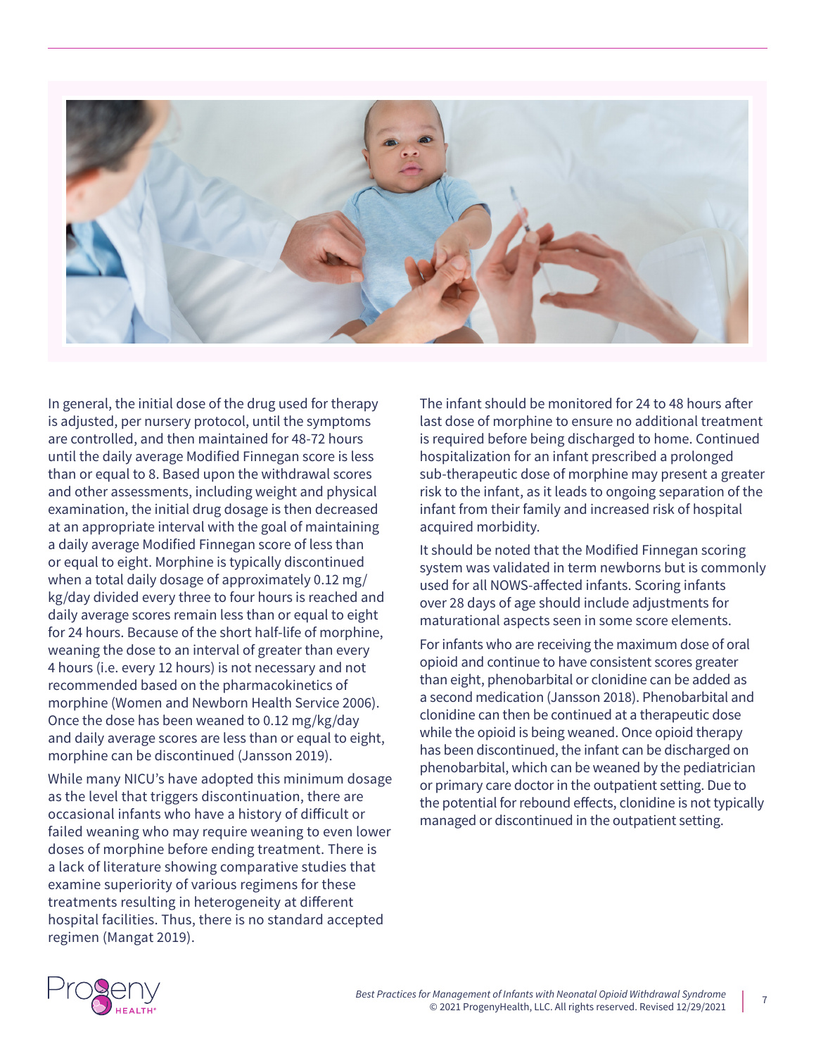In general, the initial dose of the drug used for therapy is adjusted, per nursery protocol, until the symptoms are controlled, and then maintained for 48-72 hours until the daily average Modified Finnegan score is less than or equal to 8. Based upon the withdrawal scores and other assessments, including weight and physical examination, the initial drug dosage is then decreased at an appropriate interval with the goal of maintaining a daily average Modified Finnegan score of less than or equal to eight. Morphine is typically discontinued when a total daily dosage of approximately 0.12 mg/kg/day divided every three to four hours is reached and daily average scores remain less than or equal to eight for 24 hours. Because of the short half-life of morphine, weaning the dose to an interval of greater than every 4 hours (i.e. every 12 hours) is not necessary and not recommended based on the pharmacokinetics of morphine (Women and Newborn Health Service 2006). Once the dose has been weaned to 0.12 mg/kg/day and daily average scores are less than or equal to eight, morphine can be discontinued (Jansson 2019).

While many NICU's have adopted this minimum dosage as the level that triggers discontinuation, there are occasional infants who have a history of difficult or failed weaning who may require weaning to even lower doses of morphine before ending treatment. There is a lack of literature showing comparative studies that examine superiority of various regimens for these treatments resulting in heterogeneity at different hospital facilities. Thus, there is no standard accepted regimen (Mangat 2019).

The infant should be monitored for 24 to 48 hours after last dose of morphine to ensure no additional treatment is required before being discharged to home. Continued hospitalization for an infant prescribed a prolonged sub-therapeutic dose of morphine may present a greater risk to the infant, as it leads to ongoing separation of the infant from their family and increased risk of hospital acquired morbidity.

It should be noted that the Modified Finnegan scoring system was validated in term newborns but is commonly used for all NOWS-affected infants. Scoring infants over 28 days of age should include adjustments for maturational aspects seen in some score elements.

For infants who are receiving the maximum dose of oral opioid and continue to have consistent scores greater than eight, phenobarbital or clonidine can be added as a second medication (Jansson 2018). Phenobarbital and clonidine can then be continued at a therapeutic dose while the opioid is being weaned. Once opioid therapy has been discontinued, the infant can be discharged on phenobarbital, which can be weaned by the pediatrician or primary care doctor in the outpatient setting. Due to the potential for rebound effects, clonidine is not typically managed or discontinued in the outpatient setting.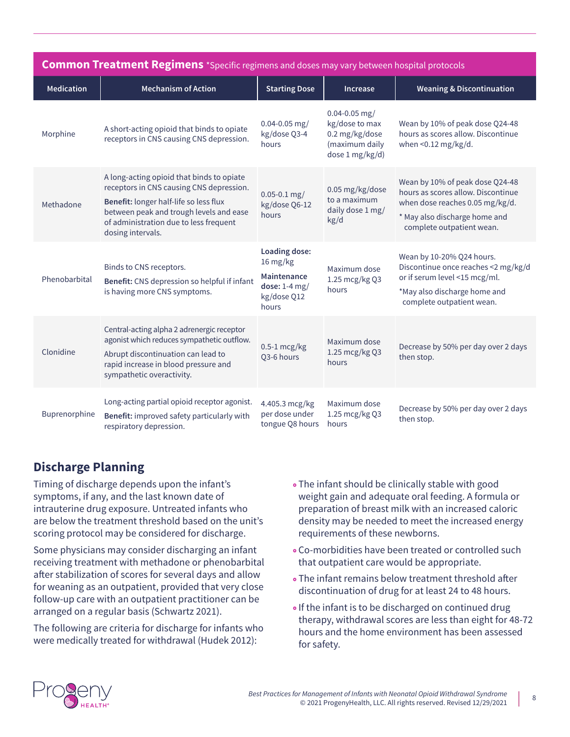## Common Treatment Regimens *Specific regimens and doses may vary between hospital protocols

| Medication | Mechanism of Action | Starting Dose | Increase | Weaning & Discontinuation |
|---|---|---|---|---|
| Morphine | A short-acting opioid that binds to opiate receptors in CNS causing CNS depression. | 0.04-0.05 mg/kg/dose Q3-4 hours | 0.04-0.05 mg/kg/dose to max 0.2 mg/kg/dose (maximum daily dose 1 mg/kg/d) | Wean by 10% of peak dose Q24-48 hours as scores allow. Discontinue when <0.12 mg/kg/d. |
| Methadone | A long-acting opioid that binds to opiate receptors in CNS causing CNS depression. **Benefit:** longer half-life so less flux between peak and trough levels and ease of administration due to less frequent dosing intervals. | 0.05-0.1 mg/kg/dose Q6-12 hours | 0.05 mg/kg/dose to a maximum daily dose 1 mg/kg/d | Wean by 10% of peak dose Q24-48 hours as scores allow. Discontinue when dose reaches 0.05 mg/kg/d. * May also discharge home and complete outpatient wean. |
| Phenobarbital | Binds to CNS receptors. **Benefit:** CNS depression so helpful if infant is having more CNS symptoms. | **Loading dose:** 16 mg/kg **Maintenance dose:** 1-4 mg/kg/dose Q12 hours | Maximum dose 1.25 mcg/kg Q3 hours | Wean by 10-20% Q24 hours. Discontinue once reaches <2 mg/kg/d or if serum level <15 mcg/ml. *May also discharge home and complete outpatient wean. |
| Clonidine | Central-acting alpha 2 adrenergic receptor agonist which reduces sympathetic outflow. Abrupt discontinuation can lead to rapid increase in blood pressure and sympathetic overactivity. | 0.5-1 mcg/kg Q3-6 hours | Maximum dose 1.25 mcg/kg Q3 hours | Decrease by 50% per day over 2 days then stop. |
| Buprenorphine | Long-acting partial opioid receptor agonist. **Benefit:** improved safety particularly with respiratory depression. | 4.405.3 mcg/kg per dose under tongue Q8 hours | Maximum dose 1.25 mcg/kg Q3 hours | Decrease by 50% per day over 2 days then stop. |

## Discharge Planning

Timing of discharge depends upon the infant's symptoms, if any, and the last known date of intrauterine drug exposure. Untreated infants who are below the treatment threshold based on the unit's scoring protocol may be considered for discharge.

Some physicians may consider discharging an infant receiving treatment with methadone or phenobarbital after stabilization of scores for several days and allow for weaning as an outpatient, provided that very close follow-up care with an outpatient practitioner can be arranged on a regular basis (Schwartz 2021).

The following are criteria for discharge for infants who were medically treated for withdrawal (Hudek 2012):

- The infant should be clinically stable with good weight gain and adequate oral feeding. A formula or preparation of breast milk with an increased caloric density may be needed to meet the increased energy requirements of these newborns.
- Co-morbidities have been treated or controlled such that outpatient care would be appropriate.
- The infant remains below treatment threshold after discontinuation of drug for at least 24 to 48 hours.
- If the infant is to be discharged on continued drug therapy, withdrawal scores are less than eight for 48-72 hours and the home environment has been assessed for safety.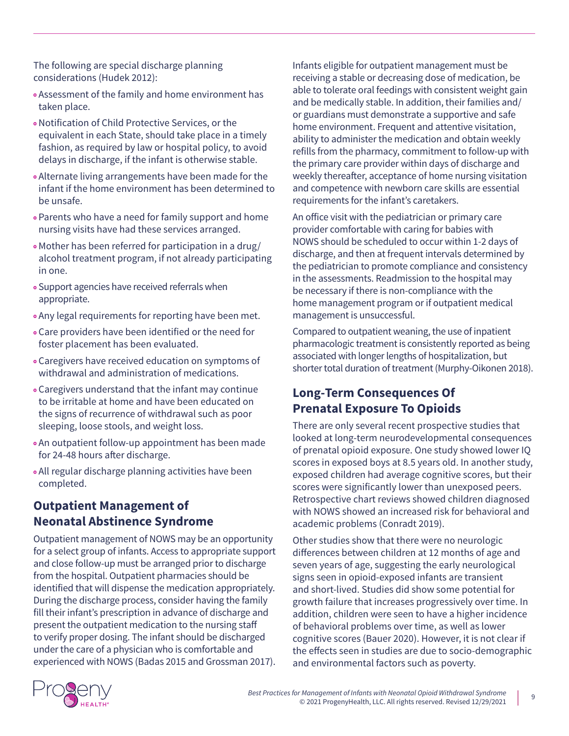The following are special discharge planning considerations (Hudek 2012):

- Assessment of the family and home environment has taken place.
- Notification of Child Protective Services, or the equivalent in each State, should take place in a timely fashion, as required by law or hospital policy, to avoid delays in discharge, if the infant is otherwise stable.
- Alternate living arrangements have been made for the infant if the home environment has been determined to be unsafe.
- Parents who have a need for family support and home nursing visits have had these services arranged.
- Mother has been referred for participation in a drug/alcohol treatment program, if not already participating in one.
- Support agencies have received referrals when appropriate.
- Any legal requirements for reporting have been met.
- Care providers have been identified or the need for foster placement has been evaluated.
- Caregivers have received education on symptoms of withdrawal and administration of medications.
- Caregivers understand that the infant may continue to be irritable at home and have been educated on the signs of recurrence of withdrawal such as poor sleeping, loose stools, and weight loss.
- An outpatient follow-up appointment has been made for 24-48 hours after discharge.
- All regular discharge planning activities have been completed.

## Outpatient Management of Neonatal Abstinence Syndrome

Outpatient management of NOWS may be an opportunity for a select group of infants. Access to appropriate support and close follow-up must be arranged prior to discharge from the hospital. Outpatient pharmacies should be identified that will dispense the medication appropriately. During the discharge process, consider having the family fill their infant's prescription in advance of discharge and present the outpatient medication to the nursing staff to verify proper dosing. The infant should be discharged under the care of a physician who is comfortable and experienced with NOWS (Badas 2015 and Grossman 2017).

Infants eligible for outpatient management must be receiving a stable or decreasing dose of medication, be able to tolerate oral feedings with consistent weight gain and be medically stable. In addition, their families and/or guardians must demonstrate a supportive and safe home environment. Frequent and attentive visitation, ability to administer the medication and obtain weekly refills from the pharmacy, commitment to follow-up with the primary care provider within days of discharge and weekly thereafter, acceptance of home nursing visitation and competence with newborn care skills are essential requirements for the infant's caretakers.

An office visit with the pediatrician or primary care provider comfortable with caring for babies with NOWS should be scheduled to occur within 1-2 days of discharge, and then at frequent intervals determined by the pediatrician to promote compliance and consistency in the assessments. Readmission to the hospital may be necessary if there is non-compliance with the home management program or if outpatient medical management is unsuccessful.

Compared to outpatient weaning, the use of inpatient pharmacologic treatment is consistently reported as being associated with longer lengths of hospitalization, but shorter total duration of treatment (Murphy-Oikonen 2018).

## Long-Term Consequences Of Prenatal Exposure To Opioids

There are only several recent prospective studies that looked at long-term neurodevelopmental consequences of prenatal opioid exposure. One study showed lower IQ scores in exposed boys at 8.5 years old. In another study, exposed children had average cognitive scores, but their scores were significantly lower than unexposed peers. Retrospective chart reviews showed children diagnosed with NOWS showed an increased risk for behavioral and academic problems (Conradt 2019).

Other studies show that there were no neurologic differences between children at 12 months of age and seven years of age, suggesting the early neurological signs seen in opioid-exposed infants are transient and short-lived. Studies did show some potential for growth failure that increases progressively over time. In addition, children were seen to have a higher incidence of behavioral problems over time, as well as lower cognitive scores (Bauer 2020). However, it is not clear if the effects seen in studies are due to socio-demographic and environmental factors such as poverty.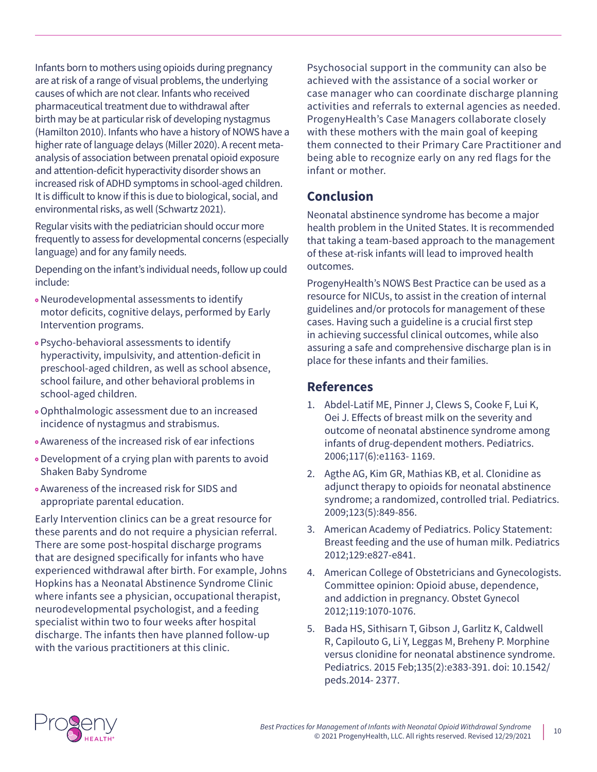Infants born to mothers using opioids during pregnancy are at risk of a range of visual problems, the underlying causes of which are not clear. Infants who received pharmaceutical treatment due to withdrawal after birth may be at particular risk of developing nystagmus (Hamilton 2010). Infants who have a history of NOWS have a higher rate of language delays (Miller 2020). A recent meta-analysis of association between prenatal opioid exposure and attention-deficit hyperactivity disorder shows an increased risk of ADHD symptoms in school-aged children. It is difficult to know if this is due to biological, social, and environmental risks, as well (Schwartz 2021).

Regular visits with the pediatrician should occur more frequently to assess for developmental concerns (especially language) and for any family needs.

Depending on the infant's individual needs, follow up could include:

- Neurodevelopmental assessments to identify motor deficits, cognitive delays, performed by Early Intervention programs.
- Psycho-behavioral assessments to identify hyperactivity, impulsivity, and attention-deficit in preschool-aged children, as well as school absence, school failure, and other behavioral problems in school-aged children.
- Ophthalmologic assessment due to an increased incidence of nystagmus and strabismus.
- Awareness of the increased risk of ear infections
- Development of a crying plan with parents to avoid Shaken Baby Syndrome
- Awareness of the increased risk for SIDS and appropriate parental education.

Early Intervention clinics can be a great resource for these parents and do not require a physician referral. There are some post-hospital discharge programs that are designed specifically for infants who have experienced withdrawal after birth. For example, Johns Hopkins has a Neonatal Abstinence Syndrome Clinic where infants see a physician, occupational therapist, neurodevelopmental psychologist, and a feeding specialist within two to four weeks after hospital discharge. The infants then have planned follow-up with the various practitioners at this clinic.

Psychosocial support in the community can also be achieved with the assistance of a social worker or case manager who can coordinate discharge planning activities and referrals to external agencies as needed. ProgenyHealth's Case Managers collaborate closely with these mothers with the main goal of keeping them connected to their Primary Care Practitioner and being able to recognize early on any red flags for the infant or mother.

## Conclusion

Neonatal abstinence syndrome has become a major health problem in the United States. It is recommended that taking a team-based approach to the management of these at-risk infants will lead to improved health outcomes.

ProgenyHealth's NOWS Best Practice can be used as a resource for NICUs, to assist in the creation of internal guidelines and/or protocols for management of these cases. Having such a guideline is a crucial first step in achieving successful clinical outcomes, while also assuring a safe and comprehensive discharge plan is in place for these infants and their families.

## References

1. Abdel-Latif ME, Pinner J, Clews S, Cooke F, Lui K, Oei J. Effects of breast milk on the severity and outcome of neonatal abstinence syndrome among infants of drug-dependent mothers. Pediatrics. 2006;117(6):e1163- 1169.
2. Agthe AG, Kim GR, Mathias KB, et al. Clonidine as adjunct therapy to opioids for neonatal abstinence syndrome; a randomized, controlled trial. Pediatrics. 2009;123(5):849-856.
3. American Academy of Pediatrics. Policy Statement: Breast feeding and the use of human milk. Pediatrics 2012;129:e827-e841.
4. American College of Obstetricians and Gynecologists. Committee opinion: Opioid abuse, dependence, and addiction in pregnancy. Obstet Gynecol 2012;119:1070-1076.
5. Bada HS, Sithisarn T, Gibson J, Garlitz K, Caldwell R, Capilouto G, Li Y, Leggas M, Breheny P. Morphine versus clonidine for neonatal abstinence syndrome. Pediatrics. 2015 Feb;135(2):e383-391. doi: 10.1542/peds.2014- 2377.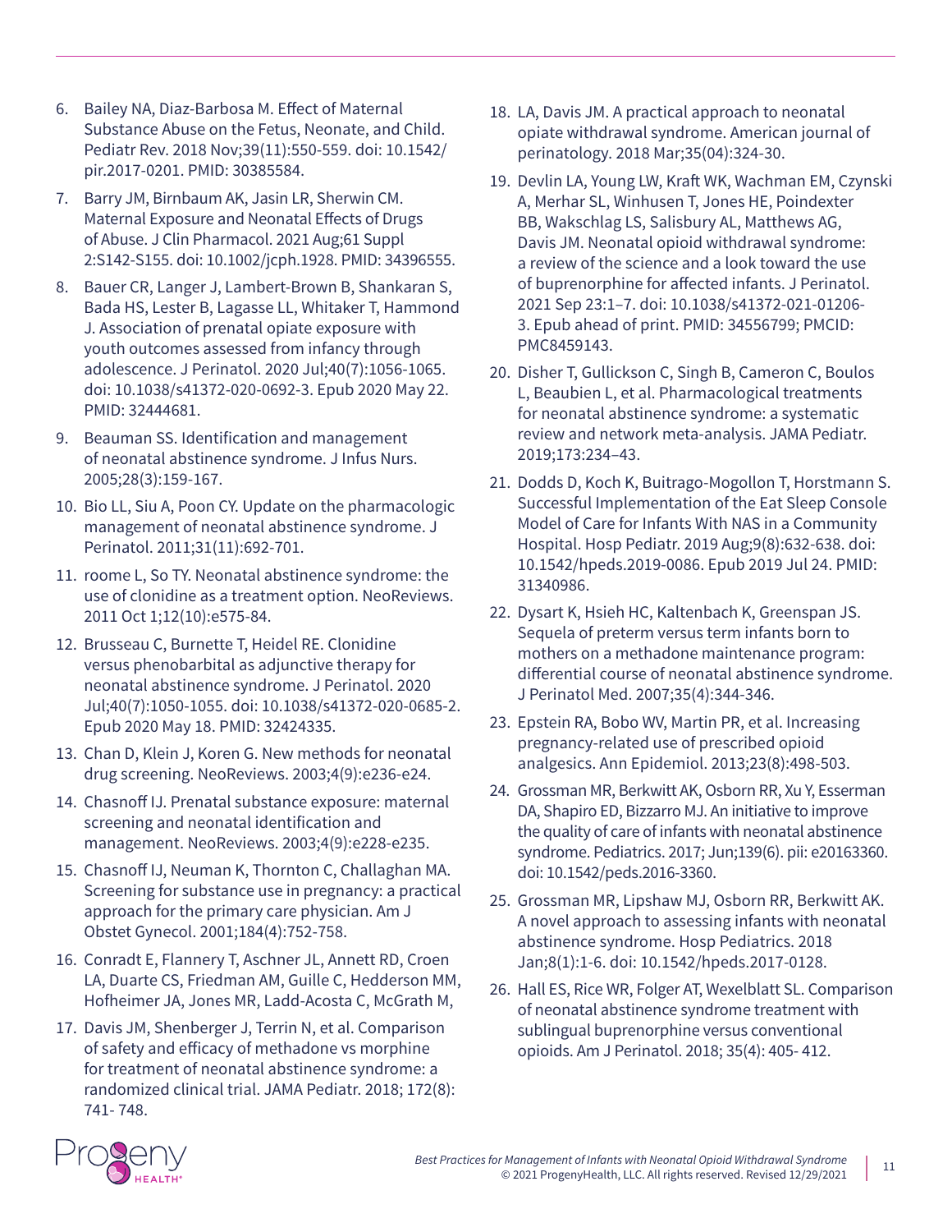6. Bailey NA, Diaz-Barbosa M. Effect of Maternal Substance Abuse on the Fetus, Neonate, and Child. Pediatr Rev. 2018 Nov;39(11):550-559. doi: 10.1542/pir.2017-0201. PMID: 30385584.
7. Barry JM, Birnbaum AK, Jasin LR, Sherwin CM. Maternal Exposure and Neonatal Effects of Drugs of Abuse. J Clin Pharmacol. 2021 Aug;61 Suppl 2:S142-S155. doi: 10.1002/jcph.1928. PMID: 34396555.
8. Bauer CR, Langer J, Lambert-Brown B, Shankaran S, Bada HS, Lester B, Lagasse LL, Whitaker T, Hammond J. Association of prenatal opiate exposure with youth outcomes assessed from infancy through adolescence. J Perinatol. 2020 Jul;40(7):1056-1065. doi: 10.1038/s41372-020-0692-3. Epub 2020 May 22. PMID: 32444681.
9. Beauman SS. Identification and management of neonatal abstinence syndrome. J Infus Nurs. 2005;28(3):159-167.
10. Bio LL, Siu A, Poon CY. Update on the pharmacologic management of neonatal abstinence syndrome. J Perinatol. 2011;31(11):692-701.
11. roome L, So TY. Neonatal abstinence syndrome: the use of clonidine as a treatment option. NeoReviews. 2011 Oct 1;12(10):e575-84.
12. Brusseau C, Burnette T, Heidel RE. Clonidine versus phenobarbital as adjunctive therapy for neonatal abstinence syndrome. J Perinatol. 2020 Jul;40(7):1050-1055. doi: 10.1038/s41372-020-0685-2. Epub 2020 May 18. PMID: 32424335.
13. Chan D, Klein J, Koren G. New methods for neonatal drug screening. NeoReviews. 2003;4(9):e236-e24.
14. Chasnoff IJ. Prenatal substance exposure: maternal screening and neonatal identification and management. NeoReviews. 2003;4(9):e228-e235.
15. Chasnoff IJ, Neuman K, Thornton C, Challaghan MA. Screening for substance use in pregnancy: a practical approach for the primary care physician. Am J Obstet Gynecol. 2001;184(4):752-758.
16. Conradt E, Flannery T, Aschner JL, Annett RD, Croen LA, Duarte CS, Friedman AM, Guille C, Hedderson MM, Hofheimer JA, Jones MR, Ladd-Acosta C, McGrath M,
17. Davis JM, Shenberger J, Terrin N, et al. Comparison of safety and efficacy of methadone vs morphine for treatment of neonatal abstinence syndrome: a randomized clinical trial. JAMA Pediatr. 2018; 172(8): 741- 748.
18. LA, Davis JM. A practical approach to neonatal opiate withdrawal syndrome. American journal of perinatology. 2018 Mar;35(04):324-30.
19. Devlin LA, Young LW, Kraft WK, Wachman EM, Czynski A, Merhar SL, Winhusen T, Jones HE, Poindexter BB, Wakschlag LS, Salisbury AL, Matthews AG, Davis JM. Neonatal opioid withdrawal syndrome: a review of the science and a look toward the use of buprenorphine for affected infants. J Perinatol. 2021 Sep 23:1–7. doi: 10.1038/s41372-021-01206-3. Epub ahead of print. PMID: 34556799; PMCID: PMC8459143.
20. Disher T, Gullickson C, Singh B, Cameron C, Boulos L, Beaubien L, et al. Pharmacological treatments for neonatal abstinence syndrome: a systematic review and network meta-analysis. JAMA Pediatr. 2019;173:234–43.
21. Dodds D, Koch K, Buitrago-Mogollon T, Horstmann S. Successful Implementation of the Eat Sleep Console Model of Care for Infants With NAS in a Community Hospital. Hosp Pediatr. 2019 Aug;9(8):632-638. doi: 10.1542/hpeds.2019-0086. Epub 2019 Jul 24. PMID: 31340986.
22. Dysart K, Hsieh HC, Kaltenbach K, Greenspan JS. Sequela of preterm versus term infants born to mothers on a methadone maintenance program: differential course of neonatal abstinence syndrome. J Perinatol Med. 2007;35(4):344-346.
23. Epstein RA, Bobo WV, Martin PR, et al. Increasing pregnancy-related use of prescribed opioid analgesics. Ann Epidemiol. 2013;23(8):498-503.
24. Grossman MR, Berkwitt AK, Osborn RR, Xu Y, Esserman DA, Shapiro ED, Bizzarro MJ. An initiative to improve the quality of care of infants with neonatal abstinence syndrome. Pediatrics. 2017; Jun;139(6). pii: e20163360. doi: 10.1542/peds.2016-3360.
25. Grossman MR, Lipshaw MJ, Osborn RR, Berkwitt AK. A novel approach to assessing infants with neonatal abstinence syndrome. Hosp Pediatrics. 2018 Jan;8(1):1-6. doi: 10.1542/hpeds.2017-0128.
26. Hall ES, Rice WR, Folger AT, Wexelblatt SL. Comparison of neonatal abstinence syndrome treatment with sublingual buprenorphine versus conventional opioids. Am J Perinatol. 2018; 35(4): 405- 412.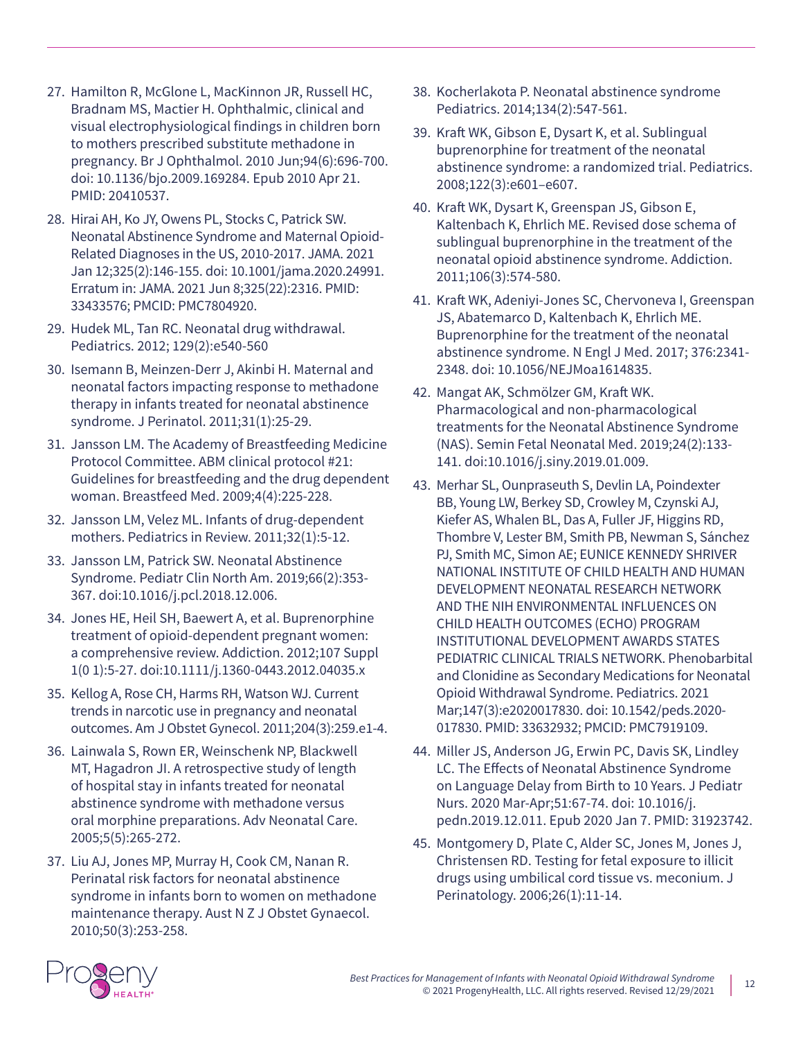27. Hamilton R, McGlone L, MacKinnon JR, Russell HC, Bradnam MS, Mactier H. Ophthalmic, clinical and visual electrophysiological findings in children born to mothers prescribed substitute methadone in pregnancy. Br J Ophthalmol. 2010 Jun;94(6):696-700. doi: 10.1136/bjo.2009.169284. Epub 2010 Apr 21. PMID: 20410537.
28. Hirai AH, Ko JY, Owens PL, Stocks C, Patrick SW. Neonatal Abstinence Syndrome and Maternal Opioid-Related Diagnoses in the US, 2010-2017. JAMA. 2021 Jan 12;325(2):146-155. doi: 10.1001/jama.2020.24991. Erratum in: JAMA. 2021 Jun 8;325(22):2316. PMID: 33433576; PMCID: PMC7804920.
29. Hudek ML, Tan RC. Neonatal drug withdrawal. Pediatrics. 2012; 129(2):e540-560
30. Isemann B, Meinzen-Derr J, Akinbi H. Maternal and neonatal factors impacting response to methadone therapy in infants treated for neonatal abstinence syndrome. J Perinatol. 2011;31(1):25-29.
31. Jansson LM. The Academy of Breastfeeding Medicine Protocol Committee. ABM clinical protocol #21: Guidelines for breastfeeding and the drug dependent woman. Breastfeed Med. 2009;4(4):225-228.
32. Jansson LM, Velez ML. Infants of drug-dependent mothers. Pediatrics in Review. 2011;32(1):5-12.
33. Jansson LM, Patrick SW. Neonatal Abstinence Syndrome. Pediatr Clin North Am. 2019;66(2):353-367. doi:10.1016/j.pcl.2018.12.006.
34. Jones HE, Heil SH, Baewert A, et al. Buprenorphine treatment of opioid-dependent pregnant women: a comprehensive review. Addiction. 2012;107 Suppl 1(0 1):5-27. doi:10.1111/j.1360-0443.2012.04035.x
35. Kellog A, Rose CH, Harms RH, Watson WJ. Current trends in narcotic use in pregnancy and neonatal outcomes. Am J Obstet Gynecol. 2011;204(3):259.e1-4.
36. Lainwala S, Rown ER, Weinschenk NP, Blackwell MT, Hagadron JI. A retrospective study of length of hospital stay in infants treated for neonatal abstinence syndrome with methadone versus oral morphine preparations. Adv Neonatal Care. 2005;5(5):265-272.
37. Liu AJ, Jones MP, Murray H, Cook CM, Nanan R. Perinatal risk factors for neonatal abstinence syndrome in infants born to women on methadone maintenance therapy. Aust N Z J Obstet Gynaecol. 2010;50(3):253-258.
38. Kocherlakota P. Neonatal abstinence syndrome Pediatrics. 2014;134(2):547-561.
39. Kraft WK, Gibson E, Dysart K, et al. Sublingual buprenorphine for treatment of the neonatal abstinence syndrome: a randomized trial. Pediatrics. 2008;122(3):e601–e607.
40. Kraft WK, Dysart K, Greenspan JS, Gibson E, Kaltenbach K, Ehrlich ME. Revised dose schema of sublingual buprenorphine in the treatment of the neonatal opioid abstinence syndrome. Addiction. 2011;106(3):574-580.
41. Kraft WK, Adeniyi-Jones SC, Chervoneva I, Greenspan JS, Abatemarco D, Kaltenbach K, Ehrlich ME. Buprenorphine for the treatment of the neonatal abstinence syndrome. N Engl J Med. 2017; 376:2341-2348. doi: 10.1056/NEJMoa1614835.
42. Mangat AK, Schmölzer GM, Kraft WK. Pharmacological and non-pharmacological treatments for the Neonatal Abstinence Syndrome (NAS). Semin Fetal Neonatal Med. 2019;24(2):133-141. doi:10.1016/j.siny.2019.01.009.
43. Merhar SL, Ounpraseuth S, Devlin LA, Poindexter BB, Young LW, Berkey SD, Crowley M, Czynski AJ, Kiefer AS, Whalen BL, Das A, Fuller JF, Higgins RD, Thombre V, Lester BM, Smith PB, Newman S, Sánchez PJ, Smith MC, Simon AE; EUNICE KENNEDY SHRIVER NATIONAL INSTITUTE OF CHILD HEALTH AND HUMAN DEVELOPMENT NEONATAL RESEARCH NETWORK AND THE NIH ENVIRONMENTAL INFLUENCES ON CHILD HEALTH OUTCOMES (ECHO) PROGRAM INSTITUTIONAL DEVELOPMENT AWARDS STATES PEDIATRIC CLINICAL TRIALS NETWORK. Phenobarbital and Clonidine as Secondary Medications for Neonatal Opioid Withdrawal Syndrome. Pediatrics. 2021 Mar;147(3):e2020017830. doi: 10.1542/peds.2020-017830. PMID: 33632932; PMCID: PMC7919109.
44. Miller JS, Anderson JG, Erwin PC, Davis SK, Lindley LC. The Effects of Neonatal Abstinence Syndrome on Language Delay from Birth to 10 Years. J Pediatr Nurs. 2020 Mar-Apr;51:67-74. doi: 10.1016/j.pedn.2019.12.011. Epub 2020 Jan 7. PMID: 31923742.
45. Montgomery D, Plate C, Alder SC, Jones M, Jones J, Christensen RD. Testing for fetal exposure to illicit drugs using umbilical cord tissue vs. meconium. J Perinatology. 2006;26(1):11-14.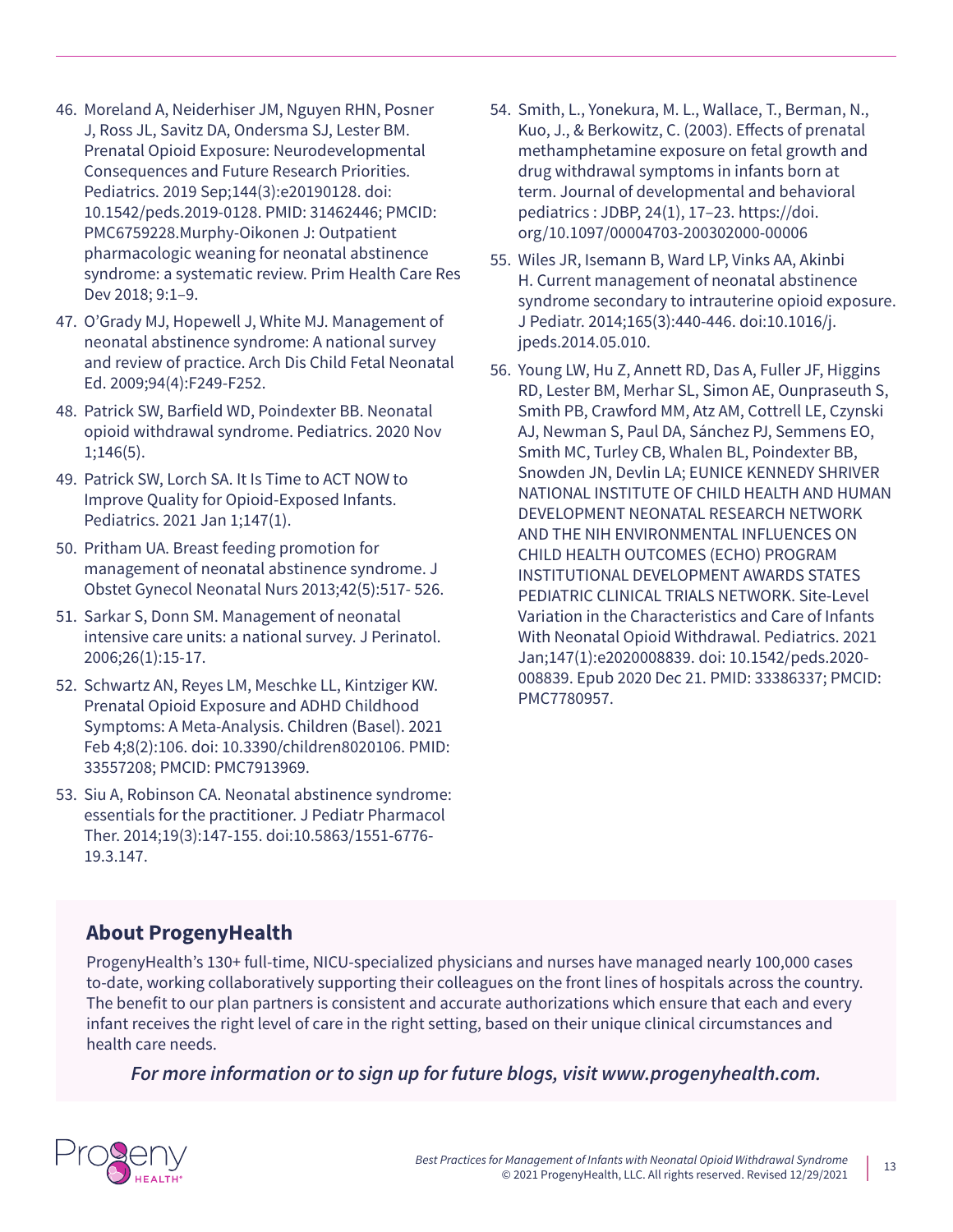46. Moreland A, Neiderhiser JM, Nguyen RHN, Posner J, Ross JL, Savitz DA, Ondersma SJ, Lester BM. Prenatal Opioid Exposure: Neurodevelopmental Consequences and Future Research Priorities. Pediatrics. 2019 Sep;144(3):e20190128. doi: 10.1542/peds.2019-0128. PMID: 31462446; PMCID: PMC6759228.Murphy-Oikonen J: Outpatient pharmacologic weaning for neonatal abstinence syndrome: a systematic review. Prim Health Care Res Dev 2018; 9:1–9.
47. O'Grady MJ, Hopewell J, White MJ. Management of neonatal abstinence syndrome: A national survey and review of practice. Arch Dis Child Fetal Neonatal Ed. 2009;94(4):F249-F252.
48. Patrick SW, Barfield WD, Poindexter BB. Neonatal opioid withdrawal syndrome. Pediatrics. 2020 Nov 1;146(5).
49. Patrick SW, Lorch SA. It Is Time to ACT NOW to Improve Quality for Opioid-Exposed Infants. Pediatrics. 2021 Jan 1;147(1).
50. Pritham UA. Breast feeding promotion for management of neonatal abstinence syndrome. J Obstet Gynecol Neonatal Nurs 2013;42(5):517- 526.
51. Sarkar S, Donn SM. Management of neonatal intensive care units: a national survey. J Perinatol. 2006;26(1):15-17.
52. Schwartz AN, Reyes LM, Meschke LL, Kintziger KW. Prenatal Opioid Exposure and ADHD Childhood Symptoms: A Meta-Analysis. Children (Basel). 2021 Feb 4;8(2):106. doi: 10.3390/children8020106. PMID: 33557208; PMCID: PMC7913969.
53. Siu A, Robinson CA. Neonatal abstinence syndrome: essentials for the practitioner. J Pediatr Pharmacol Ther. 2014;19(3):147-155. doi:10.5863/1551-6776-19.3.147.
54. Smith, L., Yonekura, M. L., Wallace, T., Berman, N., Kuo, J., & Berkowitz, C. (2003). Effects of prenatal methamphetamine exposure on fetal growth and drug withdrawal symptoms in infants born at term. Journal of developmental and behavioral pediatrics : JDBP, 24(1), 17–23. https://doi.org/10.1097/00004703-200302000-00006
55. Wiles JR, Isemann B, Ward LP, Vinks AA, Akinbi H. Current management of neonatal abstinence syndrome secondary to intrauterine opioid exposure. J Pediatr. 2014;165(3):440-446. doi:10.1016/j.jpeds.2014.05.010.
56. Young LW, Hu Z, Annett RD, Das A, Fuller JF, Higgins RD, Lester BM, Merhar SL, Simon AE, Ounpraseuth S, Smith PB, Crawford MM, Atz AM, Cottrell LE, Czynski AJ, Newman S, Paul DA, Sánchez PJ, Semmens EO, Smith MC, Turley CB, Whalen BL, Poindexter BB, Snowden JN, Devlin LA; EUNICE KENNEDY SHRIVER NATIONAL INSTITUTE OF CHILD HEALTH AND HUMAN DEVELOPMENT NEONATAL RESEARCH NETWORK AND THE NIH ENVIRONMENTAL INFLUENCES ON CHILD HEALTH OUTCOMES (ECHO) PROGRAM INSTITUTIONAL DEVELOPMENT AWARDS STATES PEDIATRIC CLINICAL TRIALS NETWORK. Site-Level Variation in the Characteristics and Care of Infants With Neonatal Opioid Withdrawal. Pediatrics. 2021 Jan;147(1):e2020008839. doi: 10.1542/peds.2020-008839. Epub 2020 Dec 21. PMID: 33386337; PMCID: PMC7780957.

## About ProgenyHealth

ProgenyHealth's 130+ full-time, NICU-specialized physicians and nurses have managed nearly 100,000 cases to-date, working collaboratively supporting their colleagues on the front lines of hospitals across the country. The benefit to our plan partners is consistent and accurate authorizations which ensure that each and every infant receives the right level of care in the right setting, based on their unique clinical circumstances and health care needs.

***For more information or to sign up for future blogs, visit www.progenyhealth.com.***